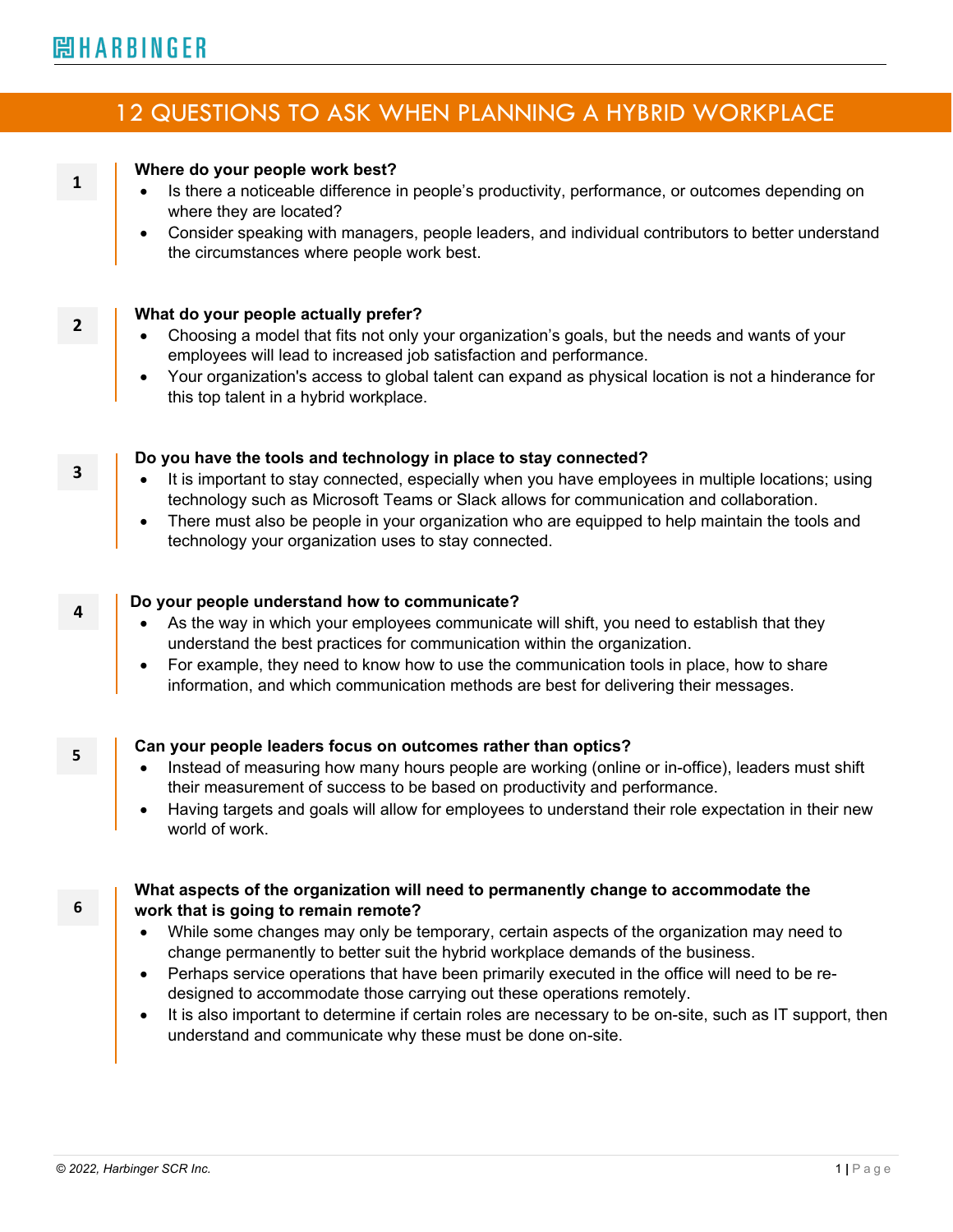# 12 QUESTIONS TO ASK WHEN PLANNING A HYBRID WORKPLACE

**1**

**Where do your people work best?**

- Is there a noticeable difference in people's productivity, performance, or outcomes depending on where they are located?
- Consider speaking with managers, people leaders, and individual contributors to better understand the circumstances where people work best.

**2**

**What do your people actually prefer?**

- Choosing a model that fits not only your organization's goals, but the needs and wants of your employees will lead to increased job satisfaction and performance.
- Your organization's access to global talent can expand as physical location is not a hinderance for this top talent in a hybrid workplace.

**3**

**Do you have the tools and technology in place to stay connected?**

- It is important to stay connected, especially when you have employees in multiple locations; using technology such as Microsoft Teams or Slack allows for communication and collaboration.
- There must also be people in your organization who are equipped to help maintain the tools and technology your organization uses to stay connected.

**4**

**Do your people understand how to communicate?**

- As the way in which your employees communicate will shift, you need to establish that they understand the best practices for communication within the organization.
- For example, they need to know how to use the communication tools in place, how to share information, and which communication methods are best for delivering their messages.

**5**

**Can your people leaders focus on outcomes rather than optics?**

- Instead of measuring how many hours people are working (online or in-office), leaders must shift their measurement of success to be based on productivity and performance.
- Having targets and goals will allow for employees to understand their role expectation in their new world of work.

**6**

**What aspects of the organization will need to permanently change to accommodate the work that is going to remain remote?**

- While some changes may only be temporary, certain aspects of the organization may need to change permanently to better suit the hybrid workplace demands of the business.
- Perhaps service operations that have been primarily executed in the office will need to be re-designed to accommodate those carrying out these operations remotely.
- It is also important to determine if certain roles are necessary to be on-site, such as IT support, then understand and communicate why these must be done on-site.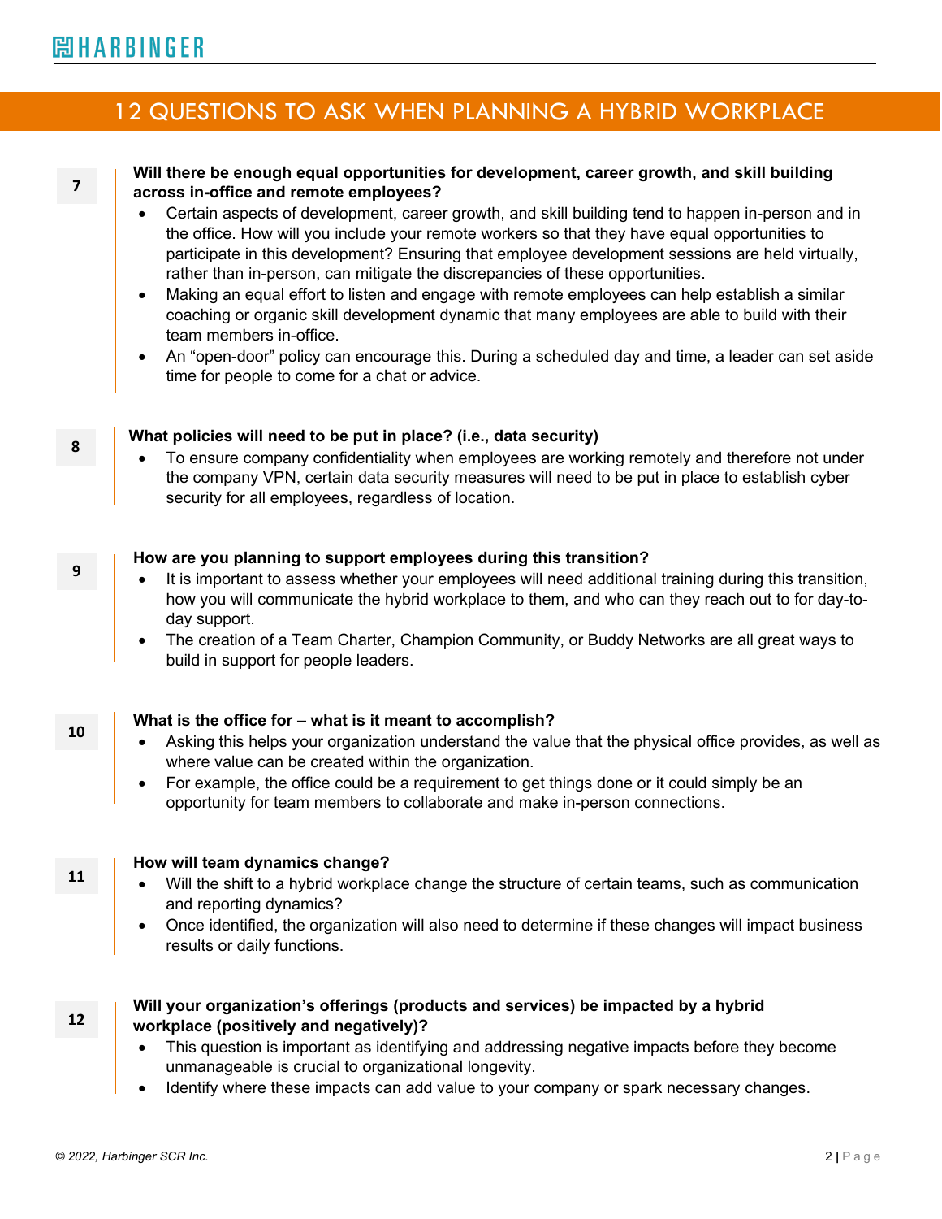## 12 QUESTIONS TO ASK WHEN PLANNING A HYBRID WORKPLACE

**7** **Will there be enough equal opportunities for development, career growth, and skill building across in-office and remote employees?**

- Certain aspects of development, career growth, and skill building tend to happen in-person and in the office. How will you include your remote workers so that they have equal opportunities to participate in this development? Ensuring that employee development sessions are held virtually, rather than in-person, can mitigate the discrepancies of these opportunities.
- Making an equal effort to listen and engage with remote employees can help establish a similar coaching or organic skill development dynamic that many employees are able to build with their team members in-office.
- An "open-door" policy can encourage this. During a scheduled day and time, a leader can set aside time for people to come for a chat or advice.

**8** **What policies will need to be put in place? (i.e., data security)**

- To ensure company confidentiality when employees are working remotely and therefore not under the company VPN, certain data security measures will need to be put in place to establish cyber security for all employees, regardless of location.

**9** **How are you planning to support employees during this transition?**

- It is important to assess whether your employees will need additional training during this transition, how you will communicate the hybrid workplace to them, and who can they reach out to for day-to-day support.
- The creation of a Team Charter, Champion Community, or Buddy Networks are all great ways to build in support for people leaders.

**10** **What is the office for – what is it meant to accomplish?**

- Asking this helps your organization understand the value that the physical office provides, as well as where value can be created within the organization.
- For example, the office could be a requirement to get things done or it could simply be an opportunity for team members to collaborate and make in-person connections.

**11** **How will team dynamics change?**

- Will the shift to a hybrid workplace change the structure of certain teams, such as communication and reporting dynamics?
- Once identified, the organization will also need to determine if these changes will impact business results or daily functions.

**12** **Will your organization's offerings (products and services) be impacted by a hybrid workplace (positively and negatively)?**

- This question is important as identifying and addressing negative impacts before they become unmanageable is crucial to organizational longevity.
- Identify where these impacts can add value to your company or spark necessary changes.

*© 2022, Harbinger SCR Inc.*